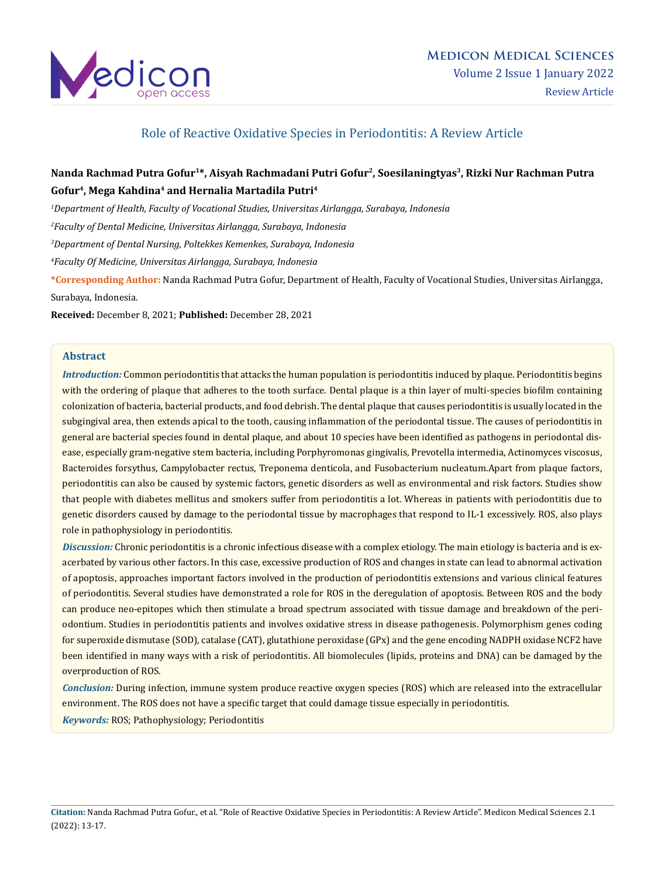# Role of Reactive Oxidative Species in Periodontitis: A Review Article

**Nanda Rachmad Putra Gofur[1]\*, Aisyah Rachmadani Putri Gofur[2], Soesilaningtyas[3], Rizki Nur Rachman Putra Gofur[4], Mega Kahdina[4] and Hernalia Martadila Putri[4]**

*[1]Department of Health, Faculty of Vocational Studies, Universitas Airlangga, Surabaya, Indonesia*

*[2]Faculty of Dental Medicine, Universitas Airlangga, Surabaya, Indonesia*

*[3]Department of Dental Nursing, Poltekkes Kemenkes, Surabaya, Indonesia*

*[4]Faculty Of Medicine, Universitas Airlangga, Surabaya, Indonesia*

**\*Corresponding Author:** Nanda Rachmad Putra Gofur, Department of Health, Faculty of Vocational Studies, Universitas Airlangga, Surabaya, Indonesia.

**Received:** December 8, 2021; **Published:** December 28, 2021

## Abstract

***Introduction:*** Common periodontitis that attacks the human population is periodontitis induced by plaque. Periodontitis begins with the ordering of plaque that adheres to the tooth surface. Dental plaque is a thin layer of multi-species biofilm containing colonization of bacteria, bacterial products, and food debrish. The dental plaque that causes periodontitis is usually located in the subgingival area, then extends apical to the tooth, causing inflammation of the periodontal tissue. The causes of periodontitis in general are bacterial species found in dental plaque, and about 10 species have been identified as pathogens in periodontal disease, especially gram-negative stem bacteria, including Porphyromonas gingivalis, Prevotella intermedia, Actinomyces viscosus, Bacteroides forsythus, Campylobacter rectus, Treponema denticola, and Fusobacterium nucleatum.Apart from plaque factors, periodontitis can also be caused by systemic factors, genetic disorders as well as environmental and risk factors. Studies show that people with diabetes mellitus and smokers suffer from periodontitis a lot. Whereas in patients with periodontitis due to genetic disorders caused by damage to the periodontal tissue by macrophages that respond to IL-1 excessively. ROS, also plays role in pathophysiology in periodontitis.

***Discussion:*** Chronic periodontitis is a chronic infectious disease with a complex etiology. The main etiology is bacteria and is exacerbated by various other factors. In this case, excessive production of ROS and changes in state can lead to abnormal activation of apoptosis, approaches important factors involved in the production of periodontitis extensions and various clinical features of periodontitis. Several studies have demonstrated a role for ROS in the deregulation of apoptosis. Between ROS and the body can produce neo-epitopes which then stimulate a broad spectrum associated with tissue damage and breakdown of the periodontium. Studies in periodontitis patients and involves oxidative stress in disease pathogenesis. Polymorphism genes coding for superoxide dismutase (SOD), catalase (CAT), glutathione peroxidase (GPx) and the gene encoding NADPH oxidase NCF2 have been identified in many ways with a risk of periodontitis. All biomolecules (lipids, proteins and DNA) can be damaged by the overproduction of ROS.

***Conclusion:*** During infection, immune system produce reactive oxygen species (ROS) which are released into the extracellular environment. The ROS does not have a specific target that could damage tissue especially in periodontitis.

***Keywords:*** ROS; Pathophysiology; Periodontitis

**Citation:** Nanda Rachmad Putra Gofur., et al. "Role of Reactive Oxidative Species in Periodontitis: A Review Article". Medicon Medical Sciences 2.1 (2022): 13-17.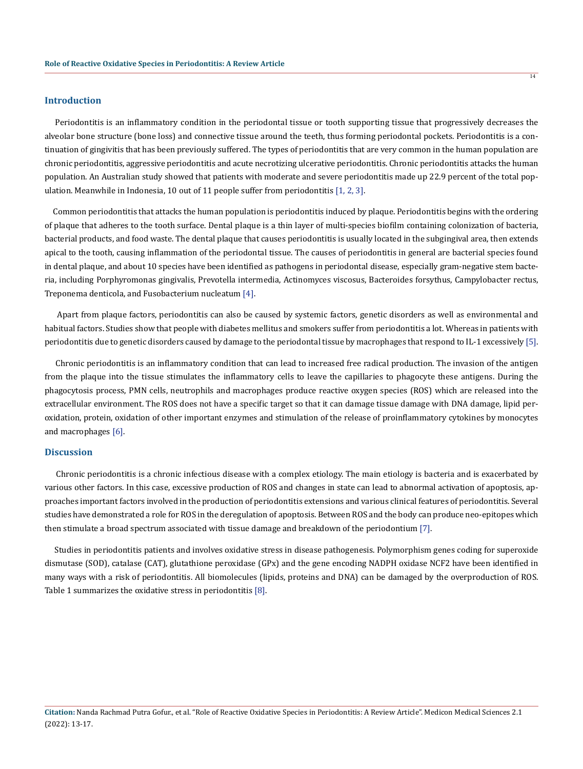## Introduction

Periodontitis is an inflammatory condition in the periodontal tissue or tooth supporting tissue that progressively decreases the alveolar bone structure (bone loss) and connective tissue around the teeth, thus forming periodontal pockets. Periodontitis is a continuation of gingivitis that has been previously suffered. The types of periodontitis that are very common in the human population are chronic periodontitis, aggressive periodontitis and acute necrotizing ulcerative periodontitis. Chronic periodontitis attacks the human population. An Australian study showed that patients with moderate and severe periodontitis made up 22.9 percent of the total population. Meanwhile in Indonesia, 10 out of 11 people suffer from periodontitis [1, 2, 3].

Common periodontitis that attacks the human population is periodontitis induced by plaque. Periodontitis begins with the ordering of plaque that adheres to the tooth surface. Dental plaque is a thin layer of multi-species biofilm containing colonization of bacteria, bacterial products, and food waste. The dental plaque that causes periodontitis is usually located in the subgingival area, then extends apical to the tooth, causing inflammation of the periodontal tissue. The causes of periodontitis in general are bacterial species found in dental plaque, and about 10 species have been identified as pathogens in periodontal disease, especially gram-negative stem bacteria, including Porphyromonas gingivalis, Prevotella intermedia, Actinomyces viscosus, Bacteroides forsythus, Campylobacter rectus, Treponema denticola, and Fusobacterium nucleatum [4].

Apart from plaque factors, periodontitis can also be caused by systemic factors, genetic disorders as well as environmental and habitual factors. Studies show that people with diabetes mellitus and smokers suffer from periodontitis a lot. Whereas in patients with periodontitis due to genetic disorders caused by damage to the periodontal tissue by macrophages that respond to IL-1 excessively [5].

Chronic periodontitis is an inflammatory condition that can lead to increased free radical production. The invasion of the antigen from the plaque into the tissue stimulates the inflammatory cells to leave the capillaries to phagocyte these antigens. During the phagocytosis process, PMN cells, neutrophils and macrophages produce reactive oxygen species (ROS) which are released into the extracellular environment. The ROS does not have a specific target so that it can damage tissue damage with DNA damage, lipid peroxidation, protein, oxidation of other important enzymes and stimulation of the release of proinflammatory cytokines by monocytes and macrophages [6].

## Discussion

Chronic periodontitis is a chronic infectious disease with a complex etiology. The main etiology is bacteria and is exacerbated by various other factors. In this case, excessive production of ROS and changes in state can lead to abnormal activation of apoptosis, approaches important factors involved in the production of periodontitis extensions and various clinical features of periodontitis. Several studies have demonstrated a role for ROS in the deregulation of apoptosis. Between ROS and the body can produce neo-epitopes which then stimulate a broad spectrum associated with tissue damage and breakdown of the periodontium [7].

Studies in periodontitis patients and involves oxidative stress in disease pathogenesis. Polymorphism genes coding for superoxide dismutase (SOD), catalase (CAT), glutathione peroxidase (GPx) and the gene encoding NADPH oxidase NCF2 have been identified in many ways with a risk of periodontitis. All biomolecules (lipids, proteins and DNA) can be damaged by the overproduction of ROS. Table 1 summarizes the oxidative stress in periodontitis [8].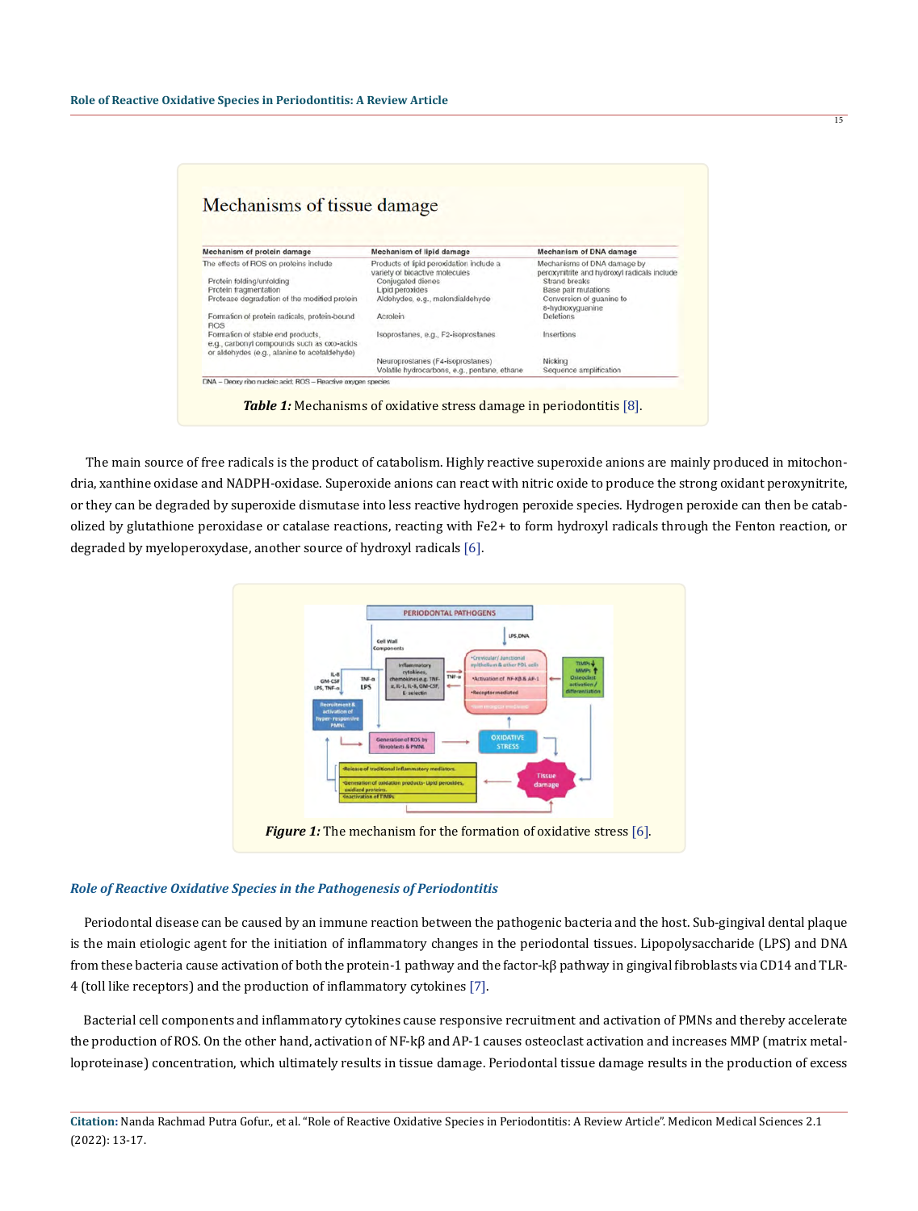## Mechanisms of tissue damage

| Mechanism of protein damage | Mechanism of lipid damage | Mechanism of DNA damage |
|---|---|---|
| The effects of ROS on proteins include | Products of lipid peroxidation include a variety of bioactive molecules | Mechanisms of DNA damage by peroxynitrite and hydroxyl radicals include |
| Protein folding/unfolding | Conjugated dienes | Strand breaks |
| Protein fragmentation | Lipid peroxides | Base pair mutations |
| Protease degradation of the modified protein | Aldehydes, e.g., malondialdehyde | Conversion of guanine to 8-hydroxyguanine |
| Formation of protein radicals, protein-bound ROS | Acrolein | Deletions |
| Formation of stable end products, e.g., carbonyl compounds such as oxo-acids or aldehydes (e.g., alanine to acetaldehyde) | Isoprostanes, e.g., F2-isoprostanes | Insertions |
| | Neuroprostanes (F4-isoprostanes) | Nicking |
| | Volatile hydrocarbons, e.g., pentane, ethane | Sequence amplification |

DNA – Deoxy ribo nucleic acid; ROS – Reactive oxygen species

***Table 1:*** Mechanisms of oxidative stress damage in periodontitis [8].

The main source of free radicals is the product of catabolism. Highly reactive superoxide anions are mainly produced in mitochondria, xanthine oxidase and NADPH-oxidase. Superoxide anions can react with nitric oxide to produce the strong oxidant peroxynitrite, or they can be degraded by superoxide dismutase into less reactive hydrogen peroxide species. Hydrogen peroxide can then be catabolized by glutathione peroxidase or catalase reactions, reacting with $Fe^{2+}$ to form hydroxyl radicals through the Fenton reaction, or degraded by myeloperoxydase, another source of hydroxyl radicals [6].

***Figure 1:*** The mechanism for the formation of oxidative stress [6].

### *Role of Reactive Oxidative Species in the Pathogenesis of Periodontitis*

Periodontal disease can be caused by an immune reaction between the pathogenic bacteria and the host. Sub-gingival dental plaque is the main etiologic agent for the initiation of inflammatory changes in the periodontal tissues. Lipopolysaccharide (LPS) and DNA from these bacteria cause activation of both the protein-1 pathway and the factor-kβ pathway in gingival fibroblasts via CD14 and TLR-4 (toll like receptors) and the production of inflammatory cytokines [7].

Bacterial cell components and inflammatory cytokines cause responsive recruitment and activation of PMNs and thereby accelerate the production of ROS. On the other hand, activation of NF-kβ and AP-1 causes osteoclast activation and increases MMP (matrix metalloproteinase) concentration, which ultimately results in tissue damage. Periodontal tissue damage results in the production of excess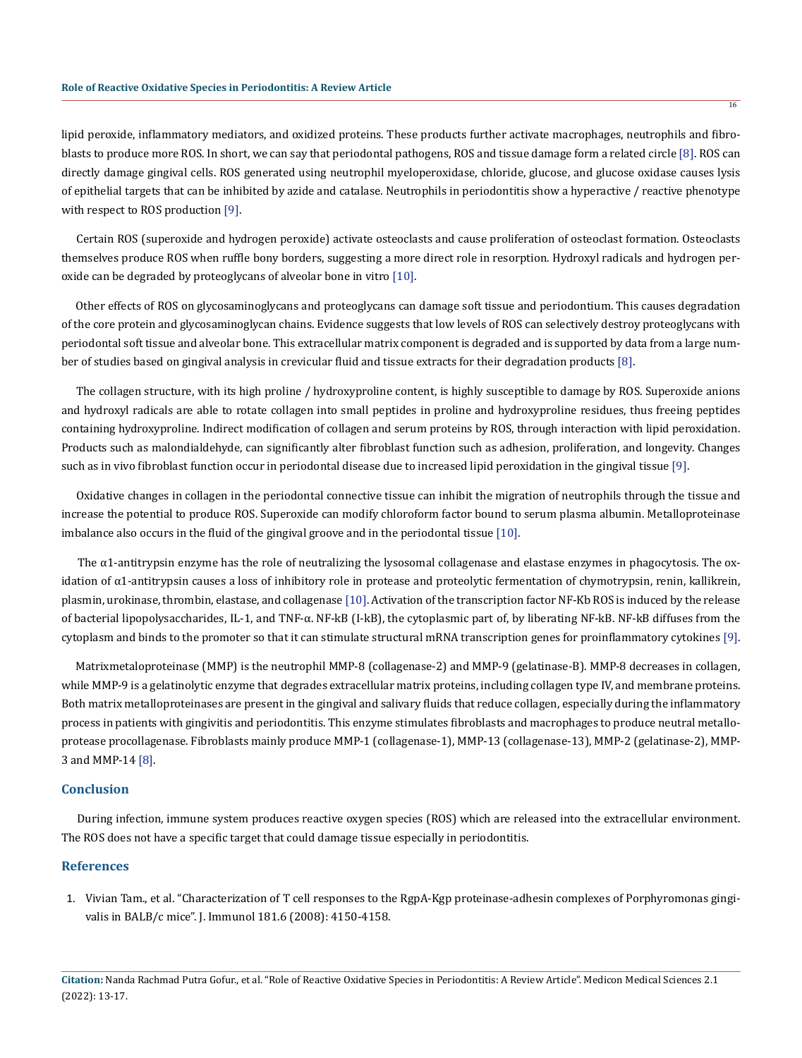lipid peroxide, inflammatory mediators, and oxidized proteins. These products further activate macrophages, neutrophils and fibroblasts to produce more ROS. In short, we can say that periodontal pathogens, ROS and tissue damage form a related circle [8]. ROS can directly damage gingival cells. ROS generated using neutrophil myeloperoxidase, chloride, glucose, and glucose oxidase causes lysis of epithelial targets that can be inhibited by azide and catalase. Neutrophils in periodontitis show a hyperactive / reactive phenotype with respect to ROS production [9].

Certain ROS (superoxide and hydrogen peroxide) activate osteoclasts and cause proliferation of osteoclast formation. Osteoclasts themselves produce ROS when ruffle bony borders, suggesting a more direct role in resorption. Hydroxyl radicals and hydrogen peroxide can be degraded by proteoglycans of alveolar bone in vitro [10].

Other effects of ROS on glycosaminoglycans and proteoglycans can damage soft tissue and periodontium. This causes degradation of the core protein and glycosaminoglycan chains. Evidence suggests that low levels of ROS can selectively destroy proteoglycans with periodontal soft tissue and alveolar bone. This extracellular matrix component is degraded and is supported by data from a large number of studies based on gingival analysis in crevicular fluid and tissue extracts for their degradation products [8].

The collagen structure, with its high proline / hydroxyproline content, is highly susceptible to damage by ROS. Superoxide anions and hydroxyl radicals are able to rotate collagen into small peptides in proline and hydroxyproline residues, thus freeing peptides containing hydroxyproline. Indirect modification of collagen and serum proteins by ROS, through interaction with lipid peroxidation. Products such as malondialdehyde, can significantly alter fibroblast function such as adhesion, proliferation, and longevity. Changes such as in vivo fibroblast function occur in periodontal disease due to increased lipid peroxidation in the gingival tissue [9].

Oxidative changes in collagen in the periodontal connective tissue can inhibit the migration of neutrophils through the tissue and increase the potential to produce ROS. Superoxide can modify chloroform factor bound to serum plasma albumin. Metalloproteinase imbalance also occurs in the fluid of the gingival groove and in the periodontal tissue [10].

The α1-antitrypsin enzyme has the role of neutralizing the lysosomal collagenase and elastase enzymes in phagocytosis. The oxidation of α1-antitrypsin causes a loss of inhibitory role in protease and proteolytic fermentation of chymotrypsin, renin, kallikrein, plasmin, urokinase, thrombin, elastase, and collagenase [10]. Activation of the transcription factor NF-Kb ROS is induced by the release of bacterial lipopolysaccharides, IL-1, and TNF-α. NF-kB (I-kB), the cytoplasmic part of, by liberating NF-kB. NF-kB diffuses from the cytoplasm and binds to the promoter so that it can stimulate structural mRNA transcription genes for proinflammatory cytokines [9].

Matrixmetaloproteinase (MMP) is the neutrophil MMP-8 (collagenase-2) and MMP-9 (gelatinase-B). MMP-8 decreases in collagen, while MMP-9 is a gelatinolytic enzyme that degrades extracellular matrix proteins, including collagen type IV, and membrane proteins. Both matrix metalloproteinases are present in the gingival and salivary fluids that reduce collagen, especially during the inflammatory process in patients with gingivitis and periodontitis. This enzyme stimulates fibroblasts and macrophages to produce neutral metalloprotease procollagenase. Fibroblasts mainly produce MMP-1 (collagenase-1), MMP-13 (collagenase-13), MMP-2 (gelatinase-2), MMP-3 and MMP-14 [8].

## Conclusion

During infection, immune system produces reactive oxygen species (ROS) which are released into the extracellular environment. The ROS does not have a specific target that could damage tissue especially in periodontitis.

## References

1. Vivian Tam., et al. "Characterization of T cell responses to the RgpA-Kgp proteinase-adhesin complexes of Porphyromonas gingivalis in BALB/c mice". J. Immunol 181.6 (2008): 4150-4158.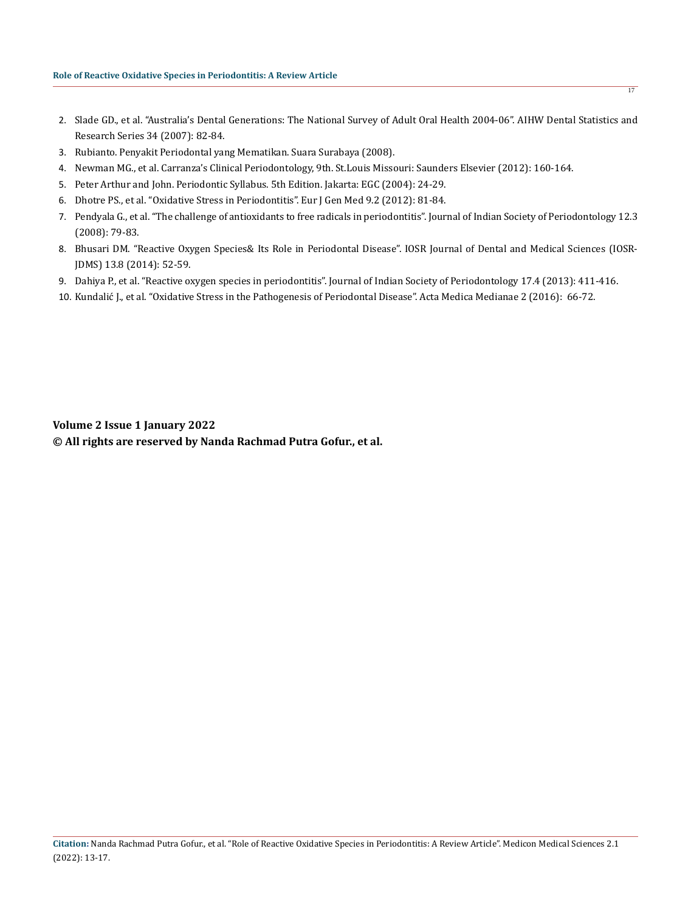2. Slade GD., et al. "Australia's Dental Generations: The National Survey of Adult Oral Health 2004-06". AIHW Dental Statistics and Research Series 34 (2007): 82-84.
3. Rubianto. Penyakit Periodontal yang Mematikan. Suara Surabaya (2008).
4. Newman MG., et al. Carranza's Clinical Periodontology, 9th. St.Louis Missouri: Saunders Elsevier (2012): 160-164.
5. Peter Arthur and John. Periodontic Syllabus. 5th Edition. Jakarta: EGC (2004): 24-29.
6. Dhotre PS., et al. "Oxidative Stress in Periodontitis". Eur J Gen Med 9.2 (2012): 81-84.
7. Pendyala G., et al. "The challenge of antioxidants to free radicals in periodontitis". Journal of Indian Society of Periodontology 12.3 (2008): 79-83.
8. Bhusari DM. "Reactive Oxygen Species& Its Role in Periodontal Disease". IOSR Journal of Dental and Medical Sciences (IOSR-JDMS) 13.8 (2014): 52-59.
9. Dahiya P., et al. "Reactive oxygen species in periodontitis". Journal of Indian Society of Periodontology 17.4 (2013): 411-416.
10. Kundalić J., et al. "Oxidative Stress in the Pathogenesis of Periodontal Disease". Acta Medica Medianae 2 (2016): 66-72.

**Volume 2 Issue 1 January 2022**
**© All rights are reserved by Nanda Rachmad Putra Gofur., et al.**